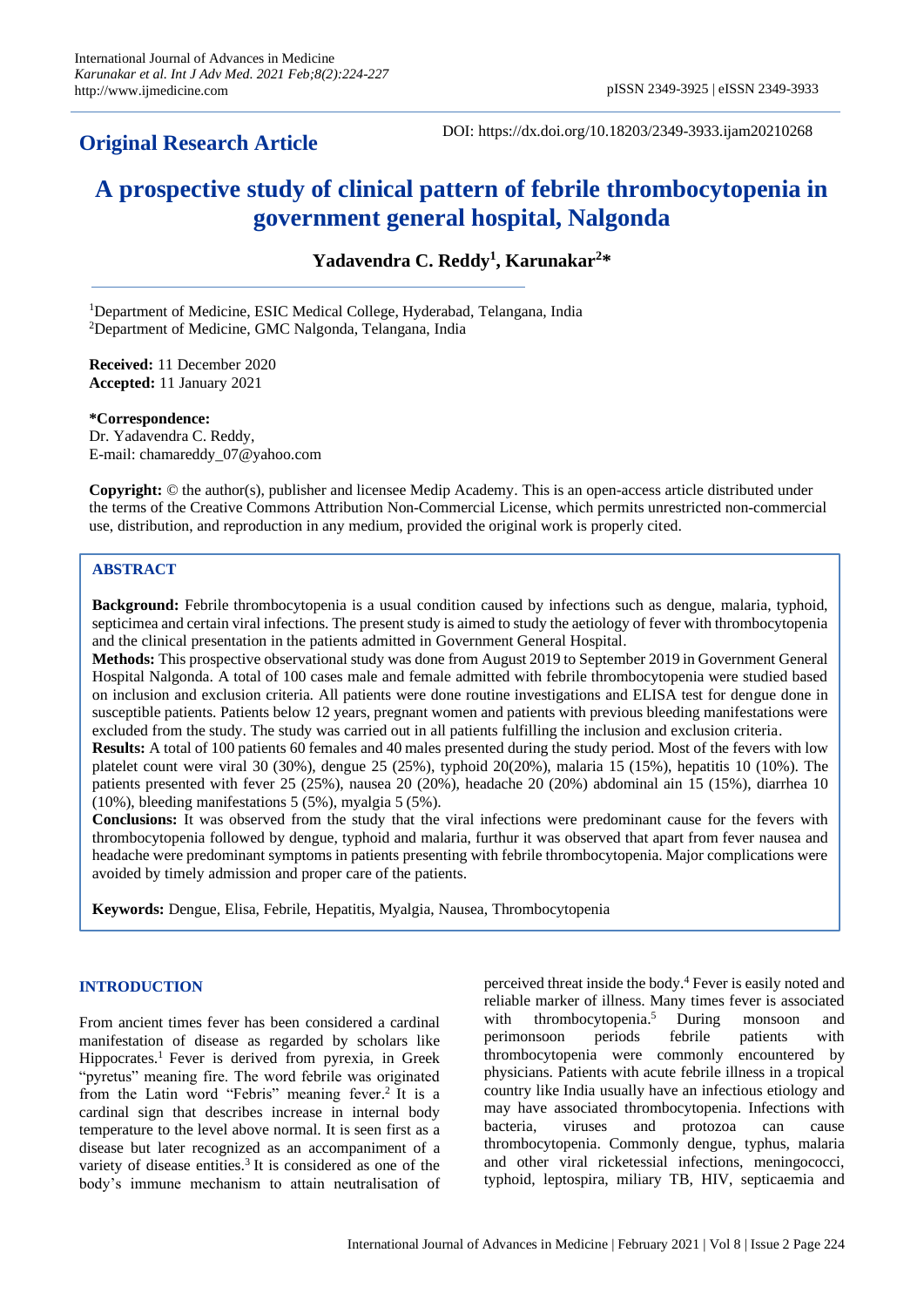**Original Research Article**

DOI: https://dx.doi.org/10.18203/2349-3933.ijam20210268

# A prospective study of clinical pattern of febrile thrombocytopenia in government general hospital, Nalgonda

**Yadavendra C. Reddy[1], Karunakar[2]***

[1]Department of Medicine, ESIC Medical College, Hyderabad, Telangana, India
[2]Department of Medicine, GMC Nalgonda, Telangana, India

**Received:** 11 December 2020
**Accepted:** 11 January 2021

***Correspondence:**
Dr. Yadavendra C. Reddy,
E-mail: chamareddy_07@yahoo.com

**Copyright:** © the author(s), publisher and licensee Medip Academy. This is an open-access article distributed under the terms of the Creative Commons Attribution Non-Commercial License, which permits unrestricted non-commercial use, distribution, and reproduction in any medium, provided the original work is properly cited.

## ABSTRACT

**Background:** Febrile thrombocytopenia is a usual condition caused by infections such as dengue, malaria, typhoid, septicimea and certain viral infections. The present study is aimed to study the aetiology of fever with thrombocytopenia and the clinical presentation in the patients admitted in Government General Hospital.

**Methods:** This prospective observational study was done from August 2019 to September 2019 in Government General Hospital Nalgonda. A total of 100 cases male and female admitted with febrile thrombocytopenia were studied based on inclusion and exclusion criteria. All patients were done routine investigations and ELISA test for dengue done in susceptible patients. Patients below 12 years, pregnant women and patients with previous bleeding manifestations were excluded from the study. The study was carried out in all patients fulfilling the inclusion and exclusion criteria.

**Results:** A total of 100 patients 60 females and 40 males presented during the study period. Most of the fevers with low platelet count were viral 30 (30%), dengue 25 (25%), typhoid 20(20%), malaria 15 (15%), hepatitis 10 (10%). The patients presented with fever 25 (25%), nausea 20 (20%), headache 20 (20%) abdominal ain 15 (15%), diarrhea 10 (10%), bleeding manifestations 5 (5%), myalgia 5 (5%).

**Conclusions:** It was observed from the study that the viral infections were predominant cause for the fevers with thrombocytopenia followed by dengue, typhoid and malaria, furthur it was observed that apart from fever nausea and headache were predominant symptoms in patients presenting with febrile thrombocytopenia. Major complications were avoided by timely admission and proper care of the patients.

**Keywords:** Dengue, Elisa, Febrile, Hepatitis, Myalgia, Nausea, Thrombocytopenia

## INTRODUCTION

From ancient times fever has been considered a cardinal manifestation of disease as regarded by scholars like Hippocrates.[1] Fever is derived from pyrexia, in Greek "pyretus" meaning fire. The word febrile was originated from the Latin word "Febris" meaning fever.[2] It is a cardinal sign that describes increase in internal body temperature to the level above normal. It is seen first as a disease but later recognized as an accompaniment of a variety of disease entities.[3] It is considered as one of the body's immune mechanism to attain neutralisation of perceived threat inside the body.[4] Fever is easily noted and reliable marker of illness. Many times fever is associated with thrombocytopenia.[5] During monsoon and perimonsoon periods febrile patients with thrombocytopenia were commonly encountered by physicians. Patients with acute febrile illness in a tropical country like India usually have an infectious etiology and may have associated thrombocytopenia. Infections with bacteria, viruses and protozoa can cause thrombocytopenia. Commonly dengue, typhus, malaria and other viral ricketessial infections, meningococci, typhoid, leptospira, miliary TB, HIV, septicaemia and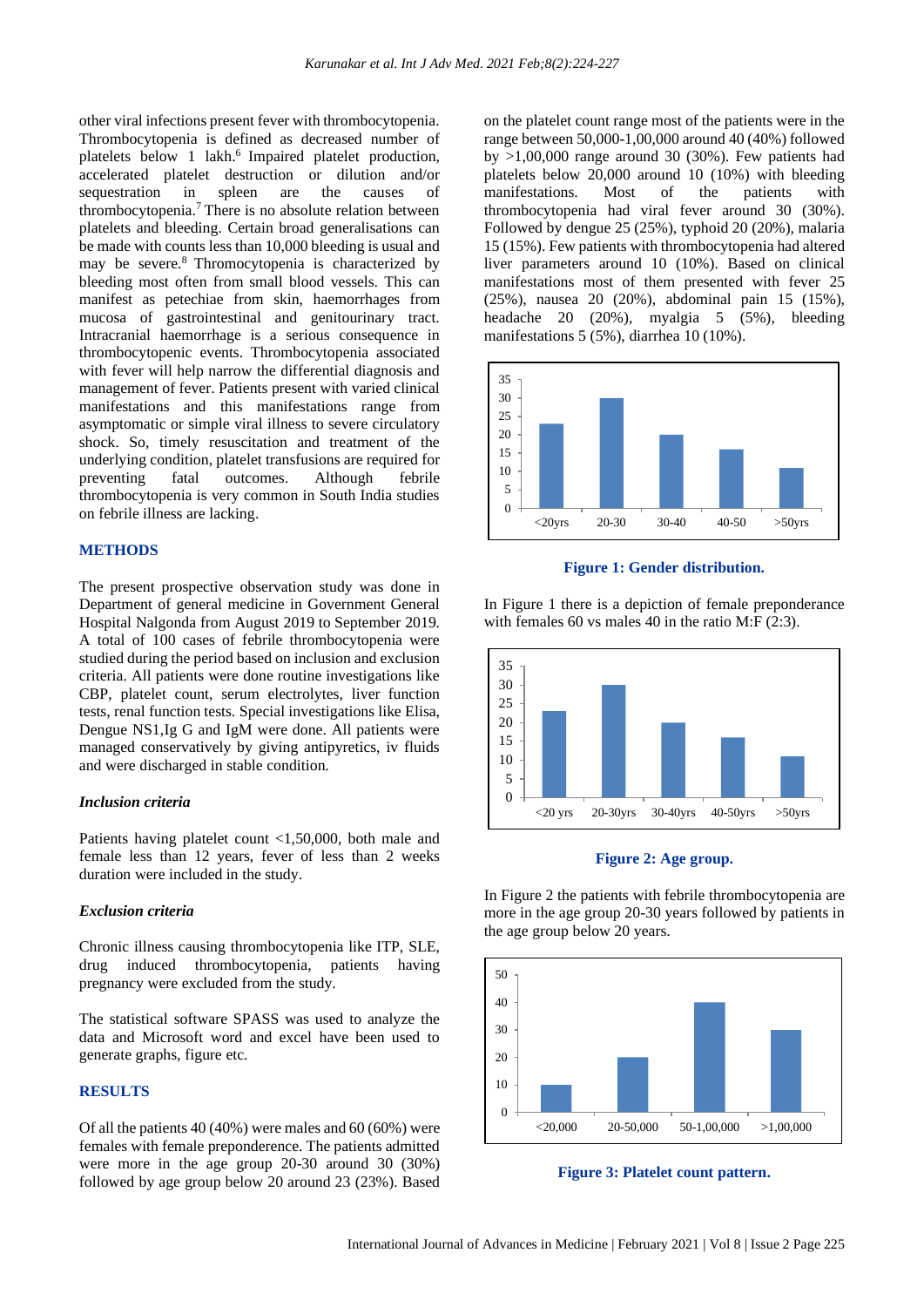other viral infections present fever with thrombocytopenia. Thrombocytopenia is defined as decreased number of platelets below 1 lakh.[6] Impaired platelet production, accelerated platelet destruction or dilution and/or sequestration in spleen are the causes of thrombocytopenia.[7] There is no absolute relation between platelets and bleeding. Certain broad generalisations can be made with counts less than 10,000 bleeding is usual and may be severe.[8] Thromocytopenia is characterized by bleeding most often from small blood vessels. This can manifest as petechiae from skin, haemorrhages from mucosa of gastrointestinal and genitourinary tract. Intracranial haemorrhage is a serious consequence in thrombocytopenic events. Thrombocytopenia associated with fever will help narrow the differential diagnosis and management of fever. Patients present with varied clinical manifestations and this manifestations range from asymptomatic or simple viral illness to severe circulatory shock. So, timely resuscitation and treatment of the underlying condition, platelet transfusions are required for preventing fatal outcomes. Although febrile thrombocytopenia is very common in South India studies on febrile illness are lacking.

## METHODS

The present prospective observation study was done in Department of general medicine in Government General Hospital Nalgonda from August 2019 to September 2019. A total of 100 cases of febrile thrombocytopenia were studied during the period based on inclusion and exclusion criteria. All patients were done routine investigations like CBP, platelet count, serum electrolytes, liver function tests, renal function tests. Special investigations like Elisa, Dengue NS1,Ig G and IgM were done. All patients were managed conservatively by giving antipyretics, iv fluids and were discharged in stable condition.

### *Inclusion criteria*

Patients having platelet count <1,50,000, both male and female less than 12 years, fever of less than 2 weeks duration were included in the study.

### *Exclusion criteria*

Chronic illness causing thrombocytopenia like ITP, SLE, drug induced thrombocytopenia, patients having pregnancy were excluded from the study.

The statistical software SPASS was used to analyze the data and Microsoft word and excel have been used to generate graphs, figure etc.

## RESULTS

Of all the patients 40 (40%) were males and 60 (60%) were females with female preponderence. The patients admitted were more in the age group 20-30 around 30 (30%) followed by age group below 20 around 23 (23%). Based on the platelet count range most of the patients were in the range between 50,000-1,00,000 around 40 (40%) followed by >1,00,000 range around 30 (30%). Few patients had platelets below 20,000 around 10 (10%) with bleeding manifestations. Most of the patients with thrombocytopenia had viral fever around 30 (30%). Followed by dengue 25 (25%), typhoid 20 (20%), malaria 15 (15%). Few patients with thrombocytopenia had altered liver parameters around 10 (10%). Based on clinical manifestations most of them presented with fever 25 (25%), nausea 20 (20%), abdominal pain 15 (15%), headache 20 (20%), myalgia 5 (5%), bleeding manifestations 5 (5%), diarrhea 10 (10%).

**Figure 1: Gender distribution.**

In Figure 1 there is a depiction of female preponderance with females 60 vs males 40 in the ratio M:F (2:3).

**Figure 2: Age group.**

In Figure 2 the patients with febrile thrombocytopenia are more in the age group 20-30 years followed by patients in the age group below 20 years.

**Figure 3: Platelet count pattern.**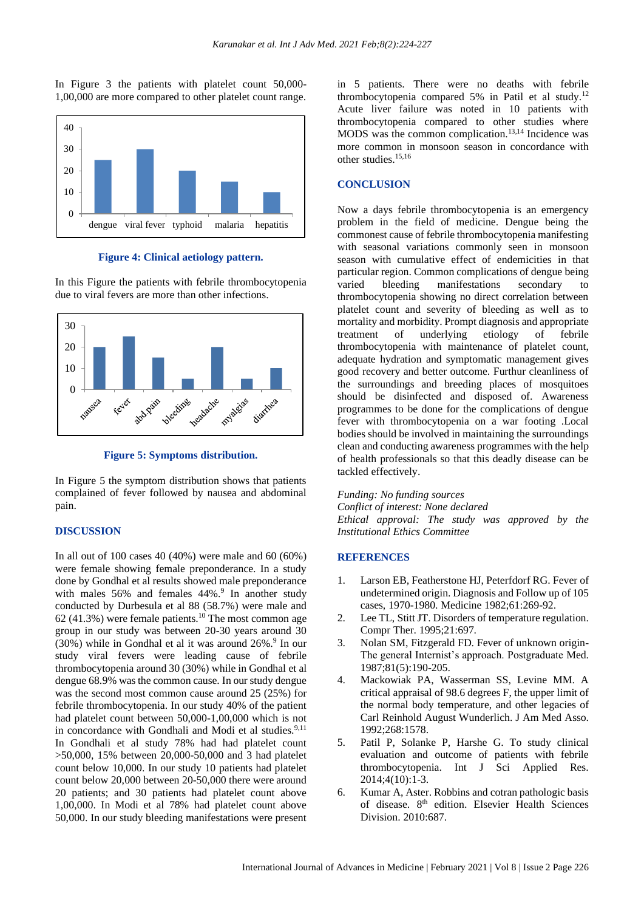In Figure 3 the patients with platelet count 50,000-1,00,000 are more compared to other platelet count range.

**Figure 4: Clinical aetiology pattern.**

In this Figure the patients with febrile thrombocytopenia due to viral fevers are more than other infections.

**Figure 5: Symptoms distribution.**

In Figure 5 the symptom distribution shows that patients complained of fever followed by nausea and abdominal pain.

## DISCUSSION

In all out of 100 cases 40 (40%) were male and 60 (60%) were female showing female preponderance. In a study done by Gondhal et al results showed male preponderance with males 56% and females 44%.[9] In another study conducted by Durbesula et al 88 (58.7%) were male and 62 (41.3%) were female patients.[10] The most common age group in our study was between 20-30 years around 30 (30%) while in Gondhal et al it was around 26%.[9] In our study viral fevers were leading cause of febrile thrombocytopenia around 30 (30%) while in Gondhal et al dengue 68.9% was the common cause. In our study dengue was the second most common cause around 25 (25%) for febrile thrombocytopenia. In our study 40% of the patient had platelet count between 50,000-1,00,000 which is not in concordance with Gondhali and Modi et al studies.[9,11] In Gondhali et al study 78% had had platelet count >50,000, 15% between 20,000-50,000 and 3 had platelet count below 10,000. In our study 10 patients had platelet count below 20,000 between 20-50,000 there were around 20 patients; and 30 patients had platelet count above 1,00,000. In Modi et al 78% had platelet count above 50,000. In our study bleeding manifestations were present in 5 patients. There were no deaths with febrile thrombocytopenia compared 5% in Patil et al study.[12] Acute liver failure was noted in 10 patients with thrombocytopenia compared to other studies where MODS was the common complication.[13,14] Incidence was more common in monsoon season in concordance with other studies.[15,16]

## CONCLUSION

Now a days febrile thrombocytopenia is an emergency problem in the field of medicine. Dengue being the commonest cause of febrile thrombocytopenia manifesting with seasonal variations commonly seen in monsoon season with cumulative effect of endemicities in that particular region. Common complications of dengue being varied bleeding manifestations secondary to thrombocytopenia showing no direct correlation between platelet count and severity of bleeding as well as to mortality and morbidity. Prompt diagnosis and appropriate treatment of underlying etiology of febrile thrombocytopenia with maintenance of platelet count, adequate hydration and symptomatic management gives good recovery and better outcome. Furthur cleanliness of the surroundings and breeding places of mosquitoes should be disinfected and disposed of. Awareness programmes to be done for the complications of dengue fever with thrombocytopenia on a war footing .Local bodies should be involved in maintaining the surroundings clean and conducting awareness programmes with the help of health professionals so that this deadly disease can be tackled effectively.

*Funding: No funding sources*
*Conflict of interest: None declared*
*Ethical approval: The study was approved by the Institutional Ethics Committee*

## REFERENCES

1. Larson EB, Featherstone HJ, Peterfdorf RG. Fever of undetermined origin. Diagnosis and Follow up of 105 cases, 1970-1980. Medicine 1982;61:269-92.
2. Lee TL, Stitt JT. Disorders of temperature regulation. Compr Ther. 1995;21:697.
3. Nolan SM, Fitzgerald FD. Fever of unknown origin-The general Internist's approach. Postgraduate Med. 1987;81(5):190-205.
4. Mackowiak PA, Wasserman SS, Levine MM. A critical appraisal of 98.6 degrees F, the upper limit of the normal body temperature, and other legacies of Carl Reinhold August Wunderlich. J Am Med Asso. 1992;268:1578.
5. Patil P, Solanke P, Harshe G. To study clinical evaluation and outcome of patients with febrile thrombocytopenia. Int J Sci Applied Res. 2014;4(10):1-3.
6. Kumar A, Aster. Robbins and cotran pathologic basis of disease. 8th edition. Elsevier Health Sciences Division. 2010:687.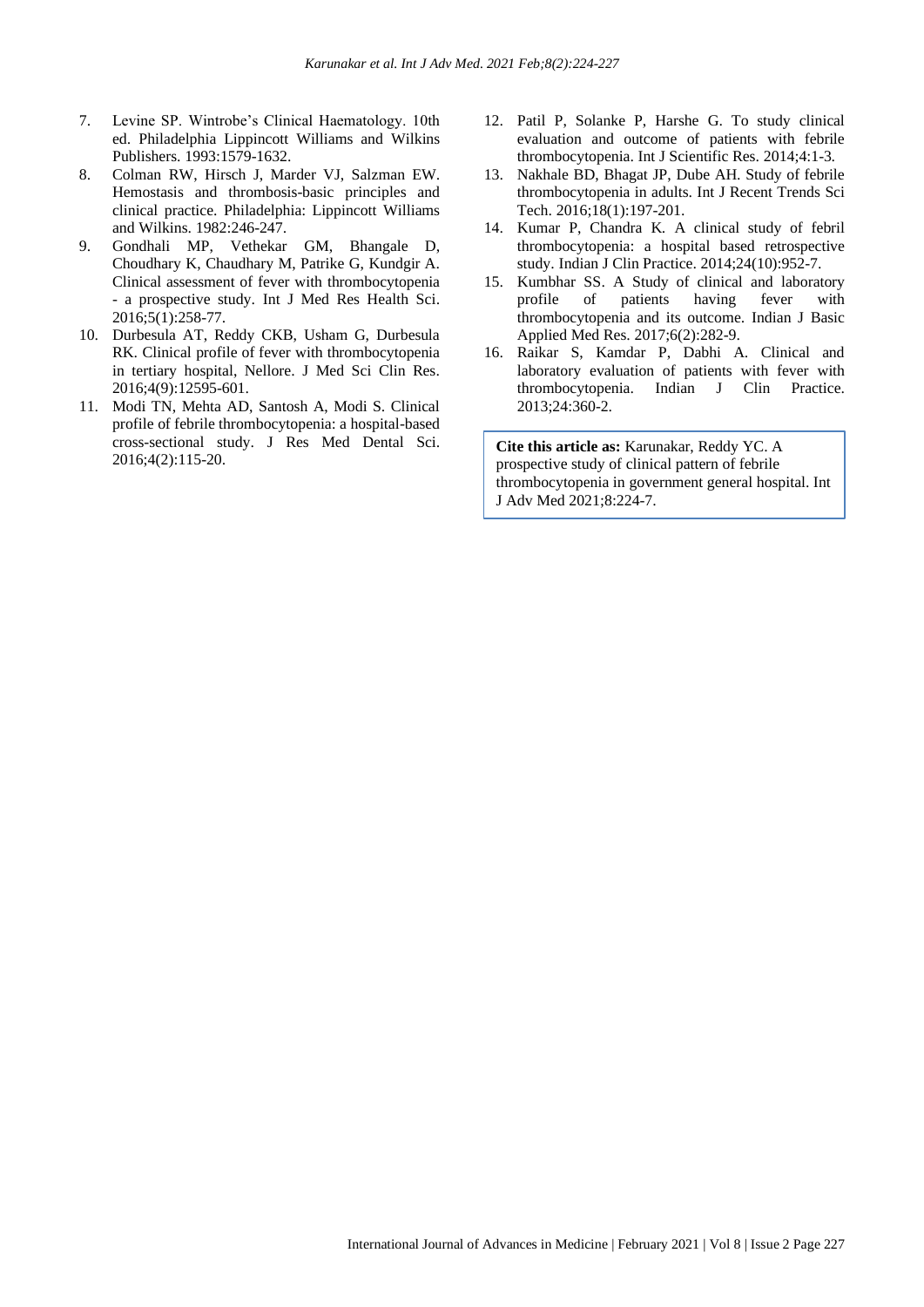7. Levine SP. Wintrobe's Clinical Haematology. 10th ed. Philadelphia Lippincott Williams and Wilkins Publishers. 1993:1579-1632.
8. Colman RW, Hirsch J, Marder VJ, Salzman EW. Hemostasis and thrombosis-basic principles and clinical practice. Philadelphia: Lippincott Williams and Wilkins. 1982:246-247.
9. Gondhali MP, Vethekar GM, Bhangale D, Choudhary K, Chaudhary M, Patrike G, Kundgir A. Clinical assessment of fever with thrombocytopenia - a prospective study. Int J Med Res Health Sci. 2016;5(1):258-77.
10. Durbesula AT, Reddy CKB, Usham G, Durbesula RK. Clinical profile of fever with thrombocytopenia in tertiary hospital, Nellore. J Med Sci Clin Res. 2016;4(9):12595-601.
11. Modi TN, Mehta AD, Santosh A, Modi S. Clinical profile of febrile thrombocytopenia: a hospital-based cross-sectional study. J Res Med Dental Sci. 2016;4(2):115-20.
12. Patil P, Solanke P, Harshe G. To study clinical evaluation and outcome of patients with febrile thrombocytopenia. Int J Scientific Res. 2014;4:1-3.
13. Nakhale BD, Bhagat JP, Dube AH. Study of febrile thrombocytopenia in adults. Int J Recent Trends Sci Tech. 2016;18(1):197-201.
14. Kumar P, Chandra K. A clinical study of febril thrombocytopenia: a hospital based retrospective study. Indian J Clin Practice. 2014;24(10):952-7.
15. Kumbhar SS. A Study of clinical and laboratory profile of patients having fever with thrombocytopenia and its outcome. Indian J Basic Applied Med Res. 2017;6(2):282-9.
16. Raikar S, Kamdar P, Dabhi A. Clinical and laboratory evaluation of patients with fever with thrombocytopenia. Indian J Clin Practice. 2013;24:360-2.

**Cite this article as:** Karunakar, Reddy YC. A prospective study of clinical pattern of febrile thrombocytopenia in government general hospital. Int J Adv Med 2021;8:224-7.